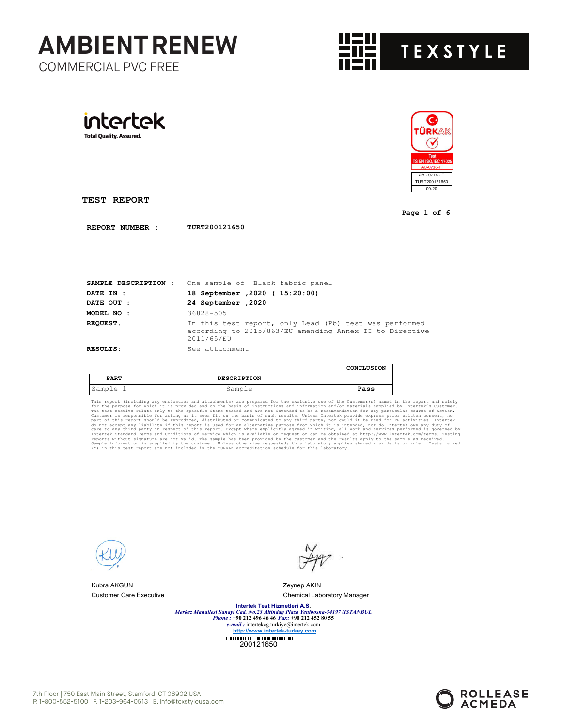# AMBIENT RENEW

COMMERCIAL PVC FREE

TEXSTYLE

intertek
Total Quality. Assured.

TÜRKAK
Test
TS EN ISO/IEC 17025
AB-0716-T

AB - 0716 - T
TURT200121650
09-20

## TEST REPORT

**REPORT NUMBER :** **TURT200121650**

**SAMPLE DESCRIPTION :** One sample of Black fabric panel

**DATE IN :** **18 September ,2020 ( 15:20:00)**

**DATE OUT :** **24 September ,2020**

**MODEL NO :** 36828-505

**REQUEST.** In this test report, only Lead (Pb) test was performed according to 2015/863/EU amending Annex II to Directive 2011/65/EU

**RESULTS:** See attachment

| PART | DESCRIPTION | CONCLUSION |
|---|---|---|
| Sample 1 | Sample | **Pass** |

This report (including any enclosures and attachments) are prepared for the exclusive use of the Customer(s) named in the report and solely for the purpose for which it is provided and on the basis of instructions and information and/or materials supplied by Intertek's Customer. The test results relate only to the specific items tested and are not intended to be a recommendation for any particular course of action. Customer is responsible for acting as it sees fit on the basis of such results. Unless Intertek provide express prior written consent, no part of this report should be reproduced, distributed or communicated to any third party, nor could it be used for PR activities. Intertek do not accept any liability if this report is used for an alternative purpose from which it is intended, nor do Intertek owe any duty of care to any third party in respect of this report. Except where explicitly agreed in writing, all work and services performed is governed by Intertek Standard Terms and Conditions of Service which is available on request or can be obtained at http://www.intertek.com/terms. Testing reports without signature are not valid. The sample has been provided by the customer and the results apply to the sample as received. Sample information is supplied by the customer. Unless otherwise requested, this laboratory applies shared risk decision rule. Tests marked (*) in this test report are not included in the TÜRKAK accreditation schedule for this laboratory.

Kubra AKGUN
Customer Care Executive

Zeynep AKIN
Chemical Laboratory Manager

**Intertek Test Hizmetleri A.S.**
*Merkez Mahallesi Sanayi Cad. No.23 Altindag Plaza Yenibosna-34197 /ISTANBUL*
*Phone :* +90 212 496 46 46 *Fax:* +90 212 452 80 55
*e-mail :* intertekcg.turkiye@intertek.com
http://www.intertek-turkey.com

200121650

7th Floor | 750 East Main Street, Stamford, CT 06902 USA
P. 1-800-552-5100 F. 1-203-964-0513 E. info@texstyleusa.com

ROLLEASE ACMEDA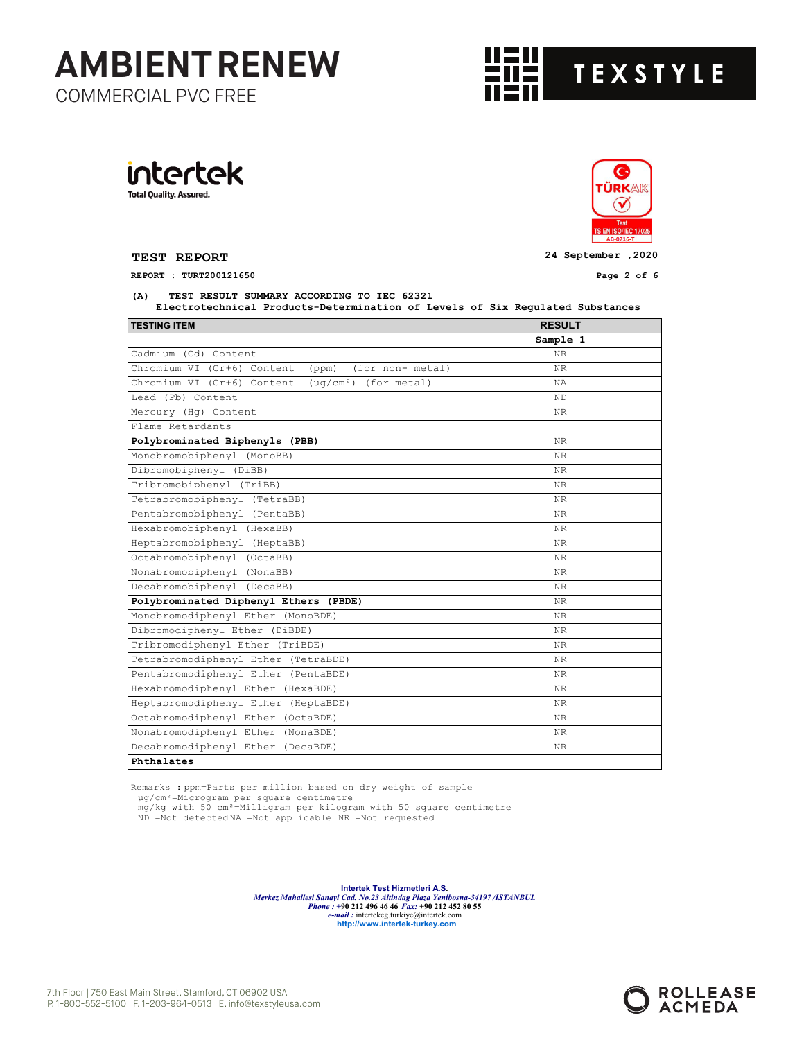# AMBIENT RENEW

COMMERCIAL PVC FREE

TEXSTYLE

intertek
Total Quality. Assured.

TÜRKAK
Test
TS EN ISO/IEC 17025
AB-0716-T

**TEST REPORT**

24 September ,2020

**REPORT : TURT200121650**

**(A) TEST RESULT SUMMARY ACCORDING TO IEC 62321**
**Electrotechnical Products-Determination of Levels of Six Regulated Substances**

| TESTING ITEM | RESULT |
|---|---|
| | Sample 1 |
| Cadmium (Cd) Content | NR |
| Chromium VI (Cr+6) Content (ppm) (for non- metal) | NR |
| Chromium VI (Cr+6) Content (μg/cm²) (for metal) | NA |
| Lead (Pb) Content | ND |
| Mercury (Hg) Content | NR |
| Flame Retardants | |
| **Polybrominated Biphenyls (PBB)** | NR |
| Monobromobiphenyl (MonoBB) | NR |
| Dibromobiphenyl (DiBB) | NR |
| Tribromobiphenyl (TriBB) | NR |
| Tetrabromobiphenyl (TetraBB) | NR |
| Pentabromobiphenyl (PentaBB) | NR |
| Hexabromobiphenyl (HexaBB) | NR |
| Heptabromobiphenyl (HeptaBB) | NR |
| Octabromobiphenyl (OctaBB) | NR |
| Nonabromobiphenyl (NonaBB) | NR |
| Decabromobiphenyl (DecaBB) | NR |
| **Polybrominated Diphenyl Ethers (PBDE)** | NR |
| Monobromodiphenyl Ether (MonoBDE) | NR |
| Dibromodiphenyl Ether (DiBDE) | NR |
| Tribromodiphenyl Ether (TriBDE) | NR |
| Tetrabromodiphenyl Ether (TetraBDE) | NR |
| Pentabromodiphenyl Ether (PentaBDE) | NR |
| Hexabromodiphenyl Ether (HexaBDE) | NR |
| Heptabromodiphenyl Ether (HeptaBDE) | NR |
| Octabromodiphenyl Ether (OctaBDE) | NR |
| Nonabromodiphenyl Ether (NonaBDE) | NR |
| Decabromodiphenyl Ether (DecaBDE) | NR |
| **Phthalates** | |

Remarks : ppm=Parts per million based on dry weight of sample
μg/cm²=Microgram per square centimetre
mg/kg with 50 cm²=Milligram per kilogram with 50 square centimetre
ND =Not detected NA =Not applicable NR =Not requested

**Intertek Test Hizmetleri A.S.**
*Merkez Mahallesi Sanayi Cad. No.23 Altindag Plaza Yenibosna-34197 /ISTANBUL*
*Phone :* +90 212 496 46 46 *Fax:* +90 212 452 80 55
*e-mail :* intertekcg.turkiye@intertek.com
http://www.intertek-turkey.com

7th Floor | 750 East Main Street, Stamford, CT 06902 USA
P. 1-800-552-5100 F. 1-203-964-0513 E. info@texstyleusa.com

ROLLEASE ACMEDA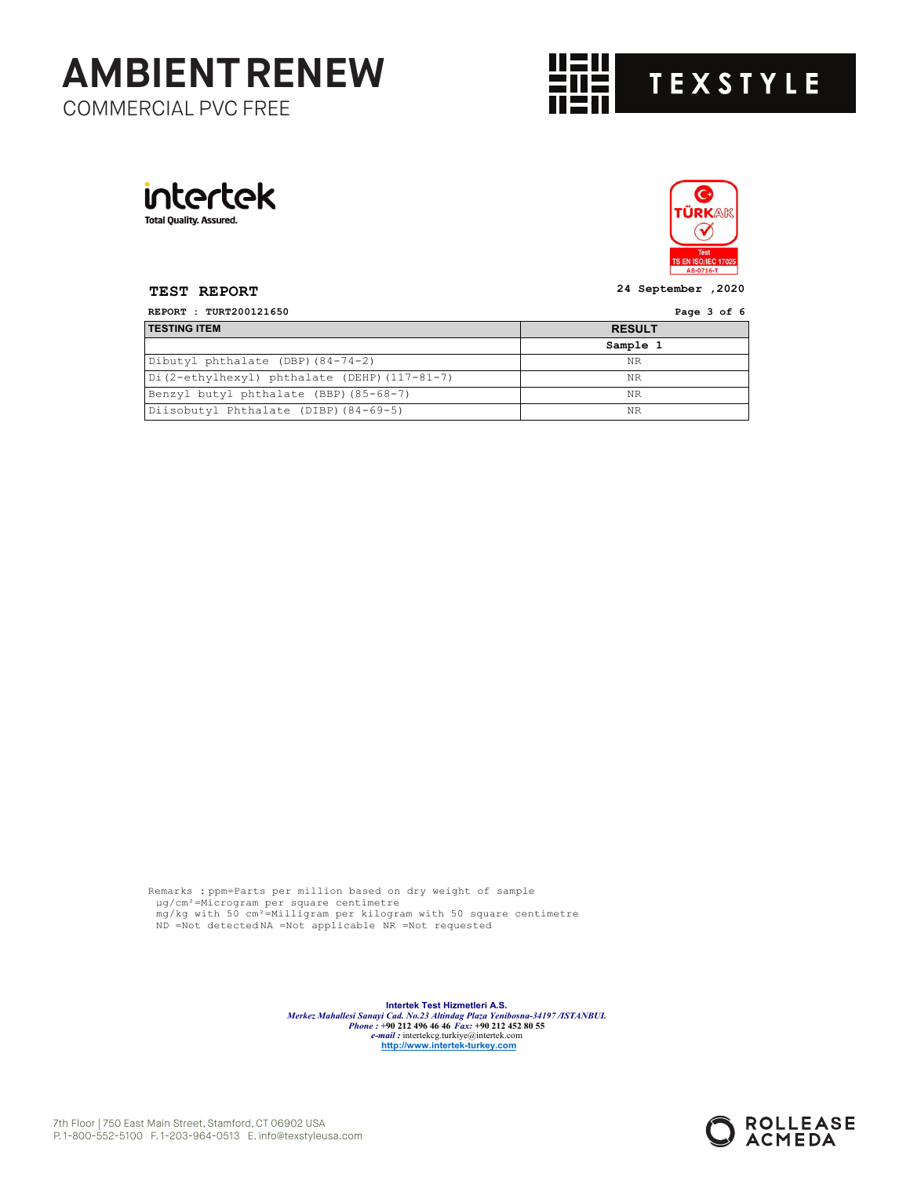# AMBIENT RENEW

COMMERCIAL PVC FREE

TEXSTYLE

intertek
Total Quality. Assured.

TÜRKAK
Test
TS EN ISO/IEC 17025
AB-0716-T

**TEST REPORT**

**24 September ,2020**

**REPORT : TURT200121650**

| TESTING ITEM | RESULT |
|---|---|
| | Sample 1 |
| Dibutyl phthalate (DBP)(84-74-2) | NR |
| Di(2-ethylhexyl) phthalate (DEHP)(117-81-7) | NR |
| Benzyl butyl phthalate (BBP)(85-68-7) | NR |
| Diisobutyl Phthalate (DIBP)(84-69-5) | NR |

Remarks : ppm=Parts per million based on dry weight of sample
µg/cm²=Microgram per square centimetre
mg/kg with 50 cm²=Milligram per kilogram with 50 square centimetre
ND =Not detected NA =Not applicable NR =Not requested

**Intertek Test Hizmetleri A.S.**
*Merkez Mahallesi Sanayi Cad. No.23 Altindag Plaza Yenibosna-34197 /ISTANBUL*
*Phone :* +90 212 496 46 46 *Fax:* +90 212 452 80 55
*e-mail :* intertekcg.turkiye@intertek.com
http://www.intertek-turkey.com

7th Floor | 750 East Main Street, Stamford, CT 06902 USA
P. 1-800-552-5100 F. 1-203-964-0513 E. info@texstyleusa.com

ROLLEASE ACMEDA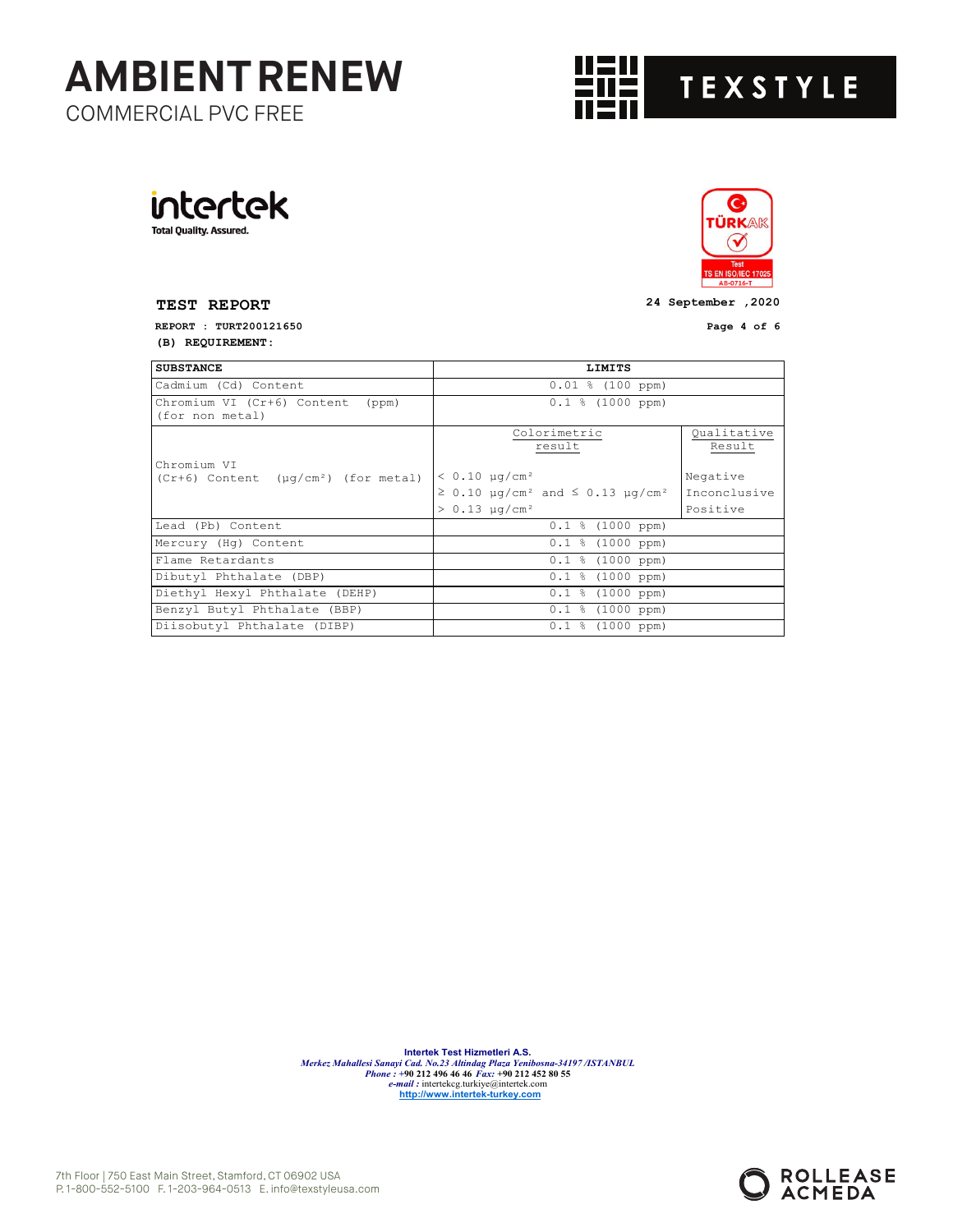AMBIENT RENEW
COMMERCIAL PVC FREE

TEXSTYLE

intertek
Total Quality. Assured.

TÜRKAK
Test
TS EN ISO/IEC 17025
AB-0716-T

**TEST REPORT**

24 September ,2020

**REPORT : TURT200121650**

**(B) REQUIREMENT:**

| SUBSTANCE | LIMITS | |
|---|---|---|
| Cadmium (Cd) Content | 0.01 % (100 ppm) | |
| Chromium VI (Cr+6) Content (ppm) (for non metal) | 0.1 % (1000 ppm) | |
| Chromium VI (Cr+6) Content ($\mu g/cm^2$) (for metal) | Colorimetric result | Qualitative Result |
| | $< 0.10\ \mu g/cm^2$ | Negative |
| | $\geq 0.10\ \mu g/cm^2$ and $\leq 0.13\ \mu g/cm^2$ | Inconclusive |
| | $> 0.13\ \mu g/cm^2$ | Positive |
| Lead (Pb) Content | 0.1 % (1000 ppm) | |
| Mercury (Hg) Content | 0.1 % (1000 ppm) | |
| Flame Retardants | 0.1 % (1000 ppm) | |
| Dibutyl Phthalate (DBP) | 0.1 % (1000 ppm) | |
| Diethyl Hexyl Phthalate (DEHP) | 0.1 % (1000 ppm) | |
| Benzyl Butyl Phthalate (BBP) | 0.1 % (1000 ppm) | |
| Diisobutyl Phthalate (DIBP) | 0.1 % (1000 ppm) | |

**Intertek Test Hizmetleri A.S.**
*Merkez Mahallesi Sanayi Cad. No.23 Altindag Plaza Yenibosna-34197 /ISTANBUL*
*Phone :* +90 212 496 46 46 *Fax:* +90 212 452 80 55
*e-mail :* intertekcg.turkiye@intertek.com
http://www.intertek-turkey.com

7th Floor | 750 East Main Street, Stamford, CT 06902 USA
P. 1-800-552-5100 F. 1-203-964-0513 E. info@texstyleusa.com

ROLLEASE ACMEDA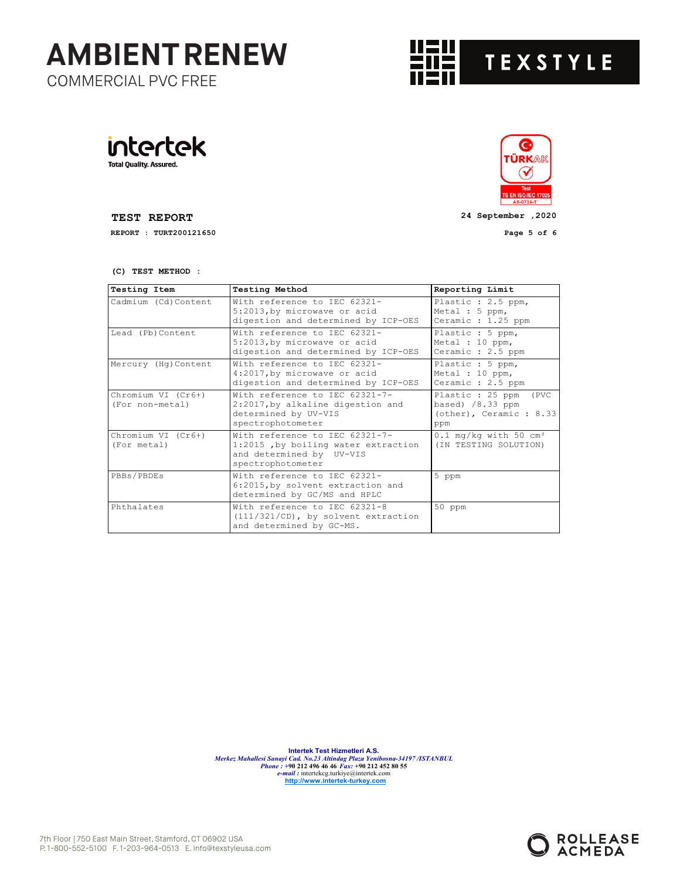# AMBIENT RENEW

COMMERCIAL PVC FREE

TEXSTYLE

intertek
Total Quality. Assured.

TÜRKAK
Test
TS EN ISO/IEC 17025
AB-0716-T

**TEST REPORT**

**REPORT : TURT200121650**

**24 September ,2020**

**(C) TEST METHOD :**

| Testing Item | Testing Method | Reporting Limit |
|---|---|---|
| Cadmium (Cd)Content | With reference to IEC 62321-5:2013,by microwave or acid digestion and determined by ICP-OES | Plastic : 2.5 ppm, Metal : 5 ppm, Ceramic : 1.25 ppm |
| Lead (Pb)Content | With reference to IEC 62321-5:2013,by microwave or acid digestion and determined by ICP-OES | Plastic : 5 ppm, Metal : 10 ppm, Ceramic : 2.5 ppm |
| Mercury (Hg)Content | With reference to IEC 62321-4:2017,by microwave or acid digestion and determined by ICP-OES | Plastic : 5 ppm, Metal : 10 ppm, Ceramic : 2.5 ppm |
| Chromium VI ($Cr^{6+}$) (For non-metal) | With reference to IEC 62321-7-2:2017,by alkaline digestion and determined by UV-VIS spectrophotometer | Plastic : 25 ppm (PVC based) /8.33 ppm (other), Ceramic : 8.33 ppm |
| Chromium VI ($Cr^{6+}$) (For metal) | With reference to IEC 62321-7-1:2015 ,by boiling water extraction and determined by UV-VIS spectrophotometer | 0.1 mg/kg with 50 $cm^2$ (IN TESTING SOLUTION) |
| PBBs/PBDEs | With reference to IEC 62321-6:2015,by solvent extraction and determined by GC/MS and HPLC | 5 ppm |
| Phthalates | With reference to IEC 62321-8 (111/321/CD), by solvent extraction and determined by GC-MS. | 50 ppm |

**Intertek Test Hizmetleri A.S.**
*Merkez Mahallesi Sanayi Cad. No.23 Altindag Plaza Yenibosna-34197 /ISTANBUL*
*Phone :* +90 212 496 46 46 *Fax:* +90 212 452 80 55
*e-mail :* intertekcg.turkiye@intertek.com
http://www.intertek-turkey.com

7th Floor | 750 East Main Street, Stamford, CT 06902 USA
P. 1-800-552-5100 F. 1-203-964-0513 E. info@texstyleusa.com

ROLLEASE ACMEDA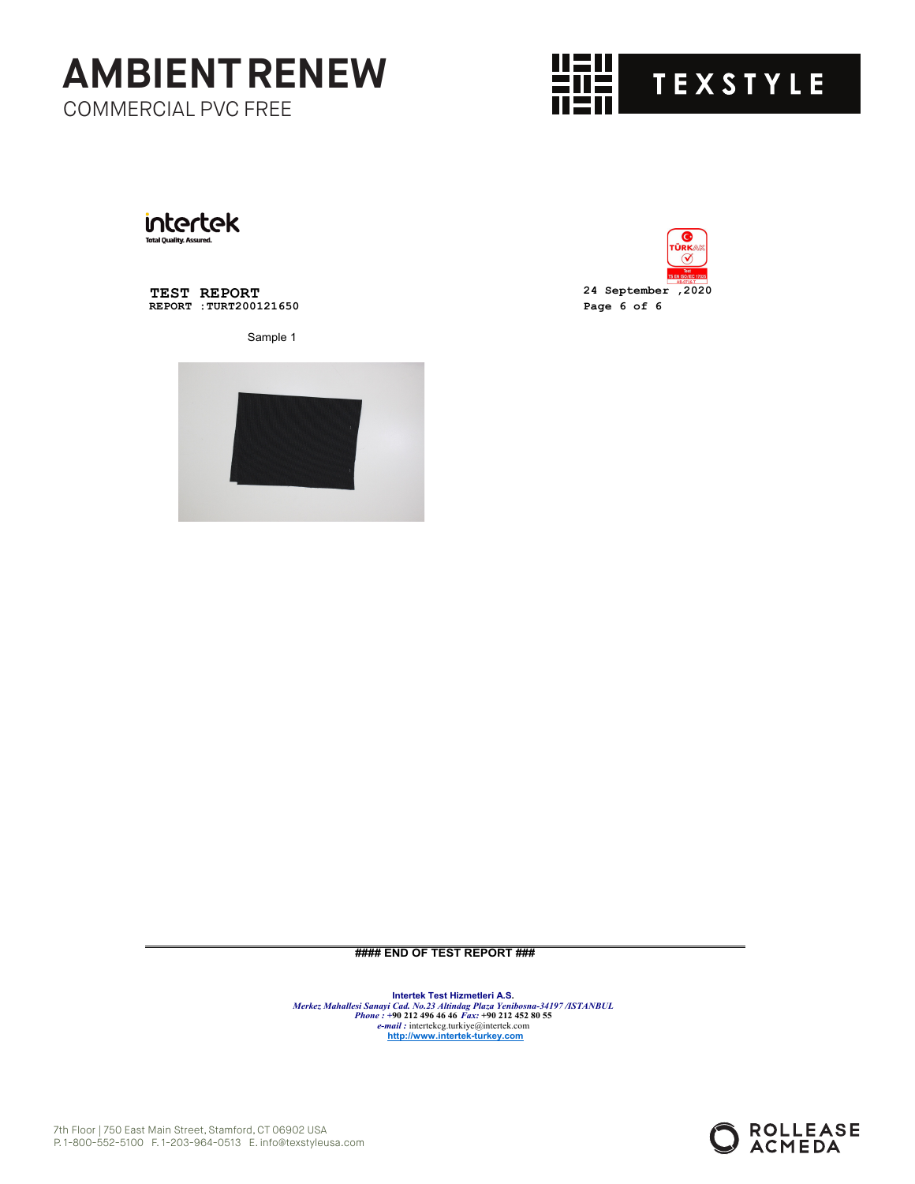# AMBIENT RENEW

COMMERCIAL PVC FREE

TEXSTYLE

intertek
Total Quality. Assured.

**TEST REPORT**
**REPORT :TURT200121650**

**24 September ,2020**

Sample 1

**#### END OF TEST REPORT ###**

**Intertek Test Hizmetleri A.S.**
***Merkez Mahallesi Sanayi Cad. No.23 Altindag Plaza Yenibosna-34197 /ISTANBUL***
***Phone :*** **+90 212 496 46 46** ***Fax:*** **+90 212 452 80 55**
***e-mail :*** intertekcg.turkiye@intertek.com
**http://www.intertek-turkey.com**

7th Floor | 750 East Main Street, Stamford, CT 06902 USA
P. 1-800-552-5100 F. 1-203-964-0513 E. info@texstyleusa.com

ROLLEASE ACMEDA